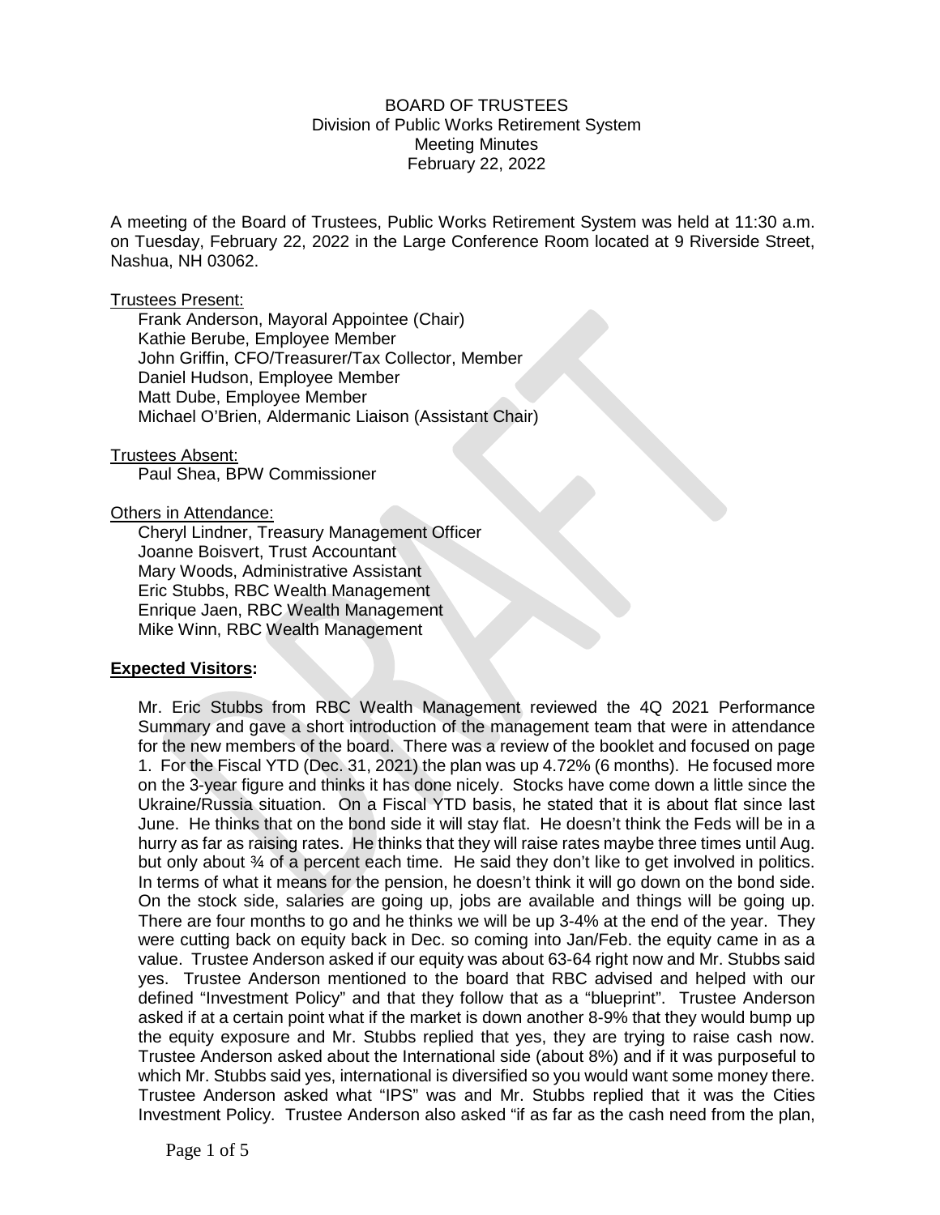BOARD OF TRUSTEES
Division of Public Works Retirement System
Meeting Minutes
February 22, 2022

A meeting of the Board of Trustees, Public Works Retirement System was held at 11:30 a.m. on Tuesday, February 22, 2022 in the Large Conference Room located at 9 Riverside Street, Nashua, NH 03062.

Trustees Present:

- Frank Anderson, Mayoral Appointee (Chair)
- Kathie Berube, Employee Member
- John Griffin, CFO/Treasurer/Tax Collector, Member
- Daniel Hudson, Employee Member
- Matt Dube, Employee Member
- Michael O'Brien, Aldermanic Liaison (Assistant Chair)

Trustees Absent:

- Paul Shea, BPW Commissioner

Others in Attendance:

- Cheryl Lindner, Treasury Management Officer
- Joanne Boisvert, Trust Accountant
- Mary Woods, Administrative Assistant
- Eric Stubbs, RBC Wealth Management
- Enrique Jaen, RBC Wealth Management
- Mike Winn, RBC Wealth Management

**Expected Visitors:**

Mr. Eric Stubbs from RBC Wealth Management reviewed the 4Q 2021 Performance Summary and gave a short introduction of the management team that were in attendance for the new members of the board. There was a review of the booklet and focused on page 1. For the Fiscal YTD (Dec. 31, 2021) the plan was up 4.72% (6 months). He focused more on the 3-year figure and thinks it has done nicely. Stocks have come down a little since the Ukraine/Russia situation. On a Fiscal YTD basis, he stated that it is about flat since last June. He thinks that on the bond side it will stay flat. He doesn't think the Feds will be in a hurry as far as raising rates. He thinks that they will raise rates maybe three times until Aug. but only about ¾ of a percent each time. He said they don't like to get involved in politics. In terms of what it means for the pension, he doesn't think it will go down on the bond side. On the stock side, salaries are going up, jobs are available and things will be going up. There are four months to go and he thinks we will be up 3-4% at the end of the year. They were cutting back on equity back in Dec. so coming into Jan/Feb. the equity came in as a value. Trustee Anderson asked if our equity was about 63-64 right now and Mr. Stubbs said yes. Trustee Anderson mentioned to the board that RBC advised and helped with our defined "Investment Policy" and that they follow that as a "blueprint". Trustee Anderson asked if at a certain point what if the market is down another 8-9% that they would bump up the equity exposure and Mr. Stubbs replied that yes, they are trying to raise cash now. Trustee Anderson asked about the International side (about 8%) and if it was purposeful to which Mr. Stubbs said yes, international is diversified so you would want some money there. Trustee Anderson asked what "IPS" was and Mr. Stubbs replied that it was the Cities Investment Policy. Trustee Anderson also asked "if as far as the cash need from the plan,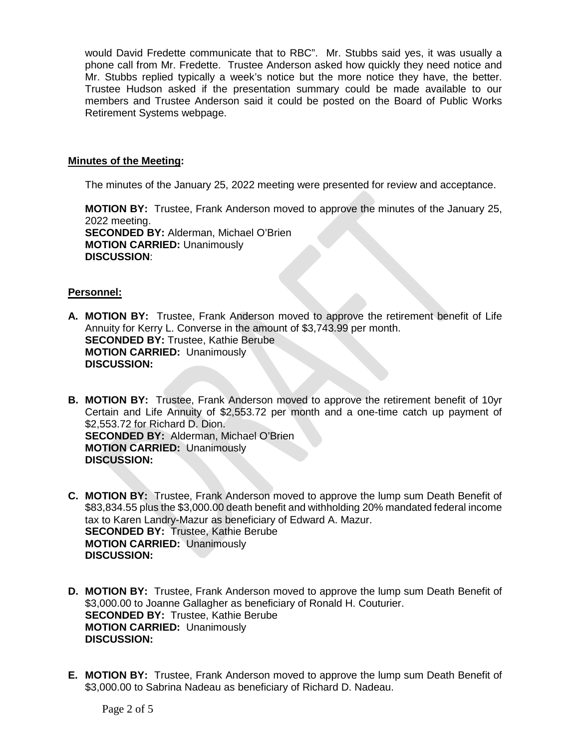would David Fredette communicate that to RBC". Mr. Stubbs said yes, it was usually a phone call from Mr. Fredette. Trustee Anderson asked how quickly they need notice and Mr. Stubbs replied typically a week's notice but the more notice they have, the better. Trustee Hudson asked if the presentation summary could be made available to our members and Trustee Anderson said it could be posted on the Board of Public Works Retirement Systems webpage.

**Minutes of the Meeting:**

The minutes of the January 25, 2022 meeting were presented for review and acceptance.

**MOTION BY:** Trustee, Frank Anderson moved to approve the minutes of the January 25, 2022 meeting.
**SECONDED BY:** Alderman, Michael O'Brien
**MOTION CARRIED:** Unanimously
**DISCUSSION**:

**Personnel:**

**A. MOTION BY:** Trustee, Frank Anderson moved to approve the retirement benefit of Life Annuity for Kerry L. Converse in the amount of $3,743.99 per month.
**SECONDED BY:** Trustee, Kathie Berube
**MOTION CARRIED:** Unanimously
**DISCUSSION:**

**B. MOTION BY:** Trustee, Frank Anderson moved to approve the retirement benefit of 10yr Certain and Life Annuity of $2,553.72 per month and a one-time catch up payment of $2,553.72 for Richard D. Dion.
**SECONDED BY:** Alderman, Michael O'Brien
**MOTION CARRIED:** Unanimously
**DISCUSSION:**

**C. MOTION BY:** Trustee, Frank Anderson moved to approve the lump sum Death Benefit of $83,834.55 plus the $3,000.00 death benefit and withholding 20% mandated federal income tax to Karen Landry-Mazur as beneficiary of Edward A. Mazur.
**SECONDED BY:** Trustee, Kathie Berube
**MOTION CARRIED:** Unanimously
**DISCUSSION:**

**D. MOTION BY:** Trustee, Frank Anderson moved to approve the lump sum Death Benefit of $3,000.00 to Joanne Gallagher as beneficiary of Ronald H. Couturier.
**SECONDED BY:** Trustee, Kathie Berube
**MOTION CARRIED:** Unanimously
**DISCUSSION:**

**E. MOTION BY:** Trustee, Frank Anderson moved to approve the lump sum Death Benefit of $3,000.00 to Sabrina Nadeau as beneficiary of Richard D. Nadeau.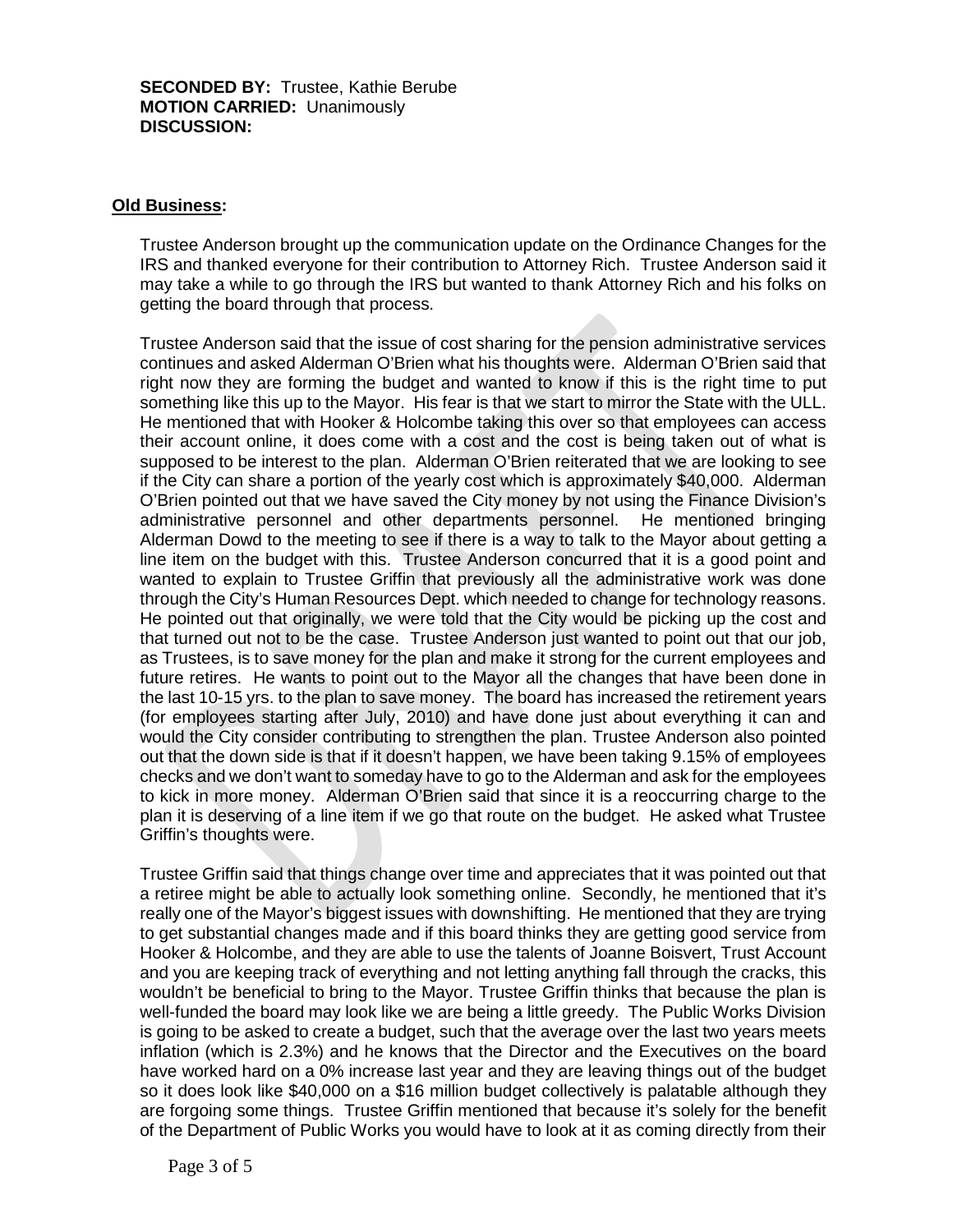**SECONDED BY:** Trustee, Kathie Berube
**MOTION CARRIED:** Unanimously
**DISCUSSION:**

**Old Business:**

Trustee Anderson brought up the communication update on the Ordinance Changes for the IRS and thanked everyone for their contribution to Attorney Rich. Trustee Anderson said it may take a while to go through the IRS but wanted to thank Attorney Rich and his folks on getting the board through that process.

Trustee Anderson said that the issue of cost sharing for the pension administrative services continues and asked Alderman O'Brien what his thoughts were. Alderman O'Brien said that right now they are forming the budget and wanted to know if this is the right time to put something like this up to the Mayor. His fear is that we start to mirror the State with the ULL. He mentioned that with Hooker & Holcombe taking this over so that employees can access their account online, it does come with a cost and the cost is being taken out of what is supposed to be interest to the plan. Alderman O'Brien reiterated that we are looking to see if the City can share a portion of the yearly cost which is approximately $40,000. Alderman O'Brien pointed out that we have saved the City money by not using the Finance Division's administrative personnel and other departments personnel. He mentioned bringing Alderman Dowd to the meeting to see if there is a way to talk to the Mayor about getting a line item on the budget with this. Trustee Anderson concurred that it is a good point and wanted to explain to Trustee Griffin that previously all the administrative work was done through the City's Human Resources Dept. which needed to change for technology reasons. He pointed out that originally, we were told that the City would be picking up the cost and that turned out not to be the case. Trustee Anderson just wanted to point out that our job, as Trustees, is to save money for the plan and make it strong for the current employees and future retires. He wants to point out to the Mayor all the changes that have been done in the last 10-15 yrs. to the plan to save money. The board has increased the retirement years (for employees starting after July, 2010) and have done just about everything it can and would the City consider contributing to strengthen the plan. Trustee Anderson also pointed out that the down side is that if it doesn't happen, we have been taking 9.15% of employees checks and we don't want to someday have to go to the Alderman and ask for the employees to kick in more money. Alderman O'Brien said that since it is a reoccurring charge to the plan it is deserving of a line item if we go that route on the budget. He asked what Trustee Griffin's thoughts were.

Trustee Griffin said that things change over time and appreciates that it was pointed out that a retiree might be able to actually look something online. Secondly, he mentioned that it's really one of the Mayor's biggest issues with downshifting. He mentioned that they are trying to get substantial changes made and if this board thinks they are getting good service from Hooker & Holcombe, and they are able to use the talents of Joanne Boisvert, Trust Account and you are keeping track of everything and not letting anything fall through the cracks, this wouldn't be beneficial to bring to the Mayor. Trustee Griffin thinks that because the plan is well-funded the board may look like we are being a little greedy. The Public Works Division is going to be asked to create a budget, such that the average over the last two years meets inflation (which is 2.3%) and he knows that the Director and the Executives on the board have worked hard on a 0% increase last year and they are leaving things out of the budget so it does look like $40,000 on a $16 million budget collectively is palatable although they are forgoing some things. Trustee Griffin mentioned that because it's solely for the benefit of the Department of Public Works you would have to look at it as coming directly from their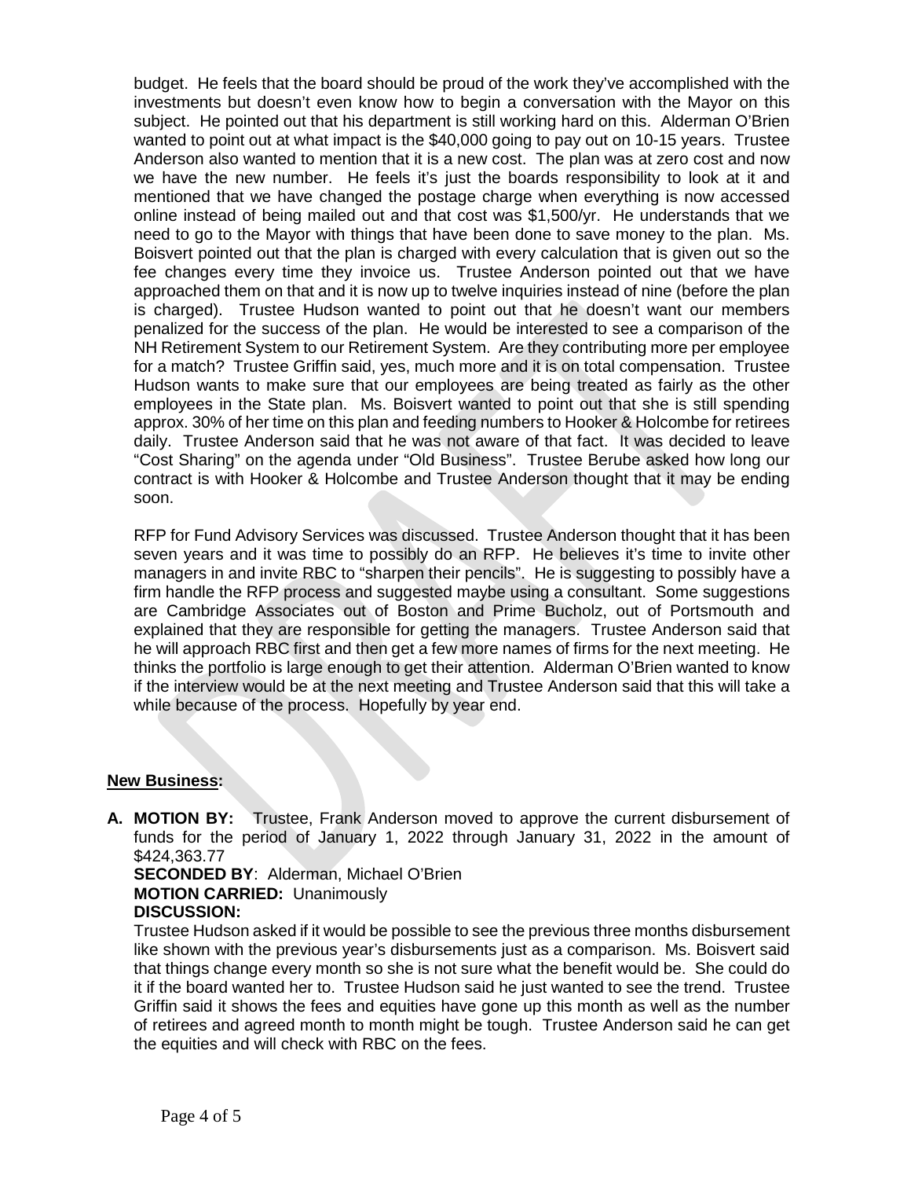budget. He feels that the board should be proud of the work they've accomplished with the investments but doesn't even know how to begin a conversation with the Mayor on this subject. He pointed out that his department is still working hard on this. Alderman O'Brien wanted to point out at what impact is the $40,000 going to pay out on 10-15 years. Trustee Anderson also wanted to mention that it is a new cost. The plan was at zero cost and now we have the new number. He feels it's just the boards responsibility to look at it and mentioned that we have changed the postage charge when everything is now accessed online instead of being mailed out and that cost was $1,500/yr. He understands that we need to go to the Mayor with things that have been done to save money to the plan. Ms. Boisvert pointed out that the plan is charged with every calculation that is given out so the fee changes every time they invoice us. Trustee Anderson pointed out that we have approached them on that and it is now up to twelve inquiries instead of nine (before the plan is charged). Trustee Hudson wanted to point out that he doesn't want our members penalized for the success of the plan. He would be interested to see a comparison of the NH Retirement System to our Retirement System. Are they contributing more per employee for a match? Trustee Griffin said, yes, much more and it is on total compensation. Trustee Hudson wants to make sure that our employees are being treated as fairly as the other employees in the State plan. Ms. Boisvert wanted to point out that she is still spending approx. 30% of her time on this plan and feeding numbers to Hooker & Holcombe for retirees daily. Trustee Anderson said that he was not aware of that fact. It was decided to leave "Cost Sharing" on the agenda under "Old Business". Trustee Berube asked how long our contract is with Hooker & Holcombe and Trustee Anderson thought that it may be ending soon.

RFP for Fund Advisory Services was discussed. Trustee Anderson thought that it has been seven years and it was time to possibly do an RFP. He believes it's time to invite other managers in and invite RBC to "sharpen their pencils". He is suggesting to possibly have a firm handle the RFP process and suggested maybe using a consultant. Some suggestions are Cambridge Associates out of Boston and Prime Bucholz, out of Portsmouth and explained that they are responsible for getting the managers. Trustee Anderson said that he will approach RBC first and then get a few more names of firms for the next meeting. He thinks the portfolio is large enough to get their attention. Alderman O'Brien wanted to know if the interview would be at the next meeting and Trustee Anderson said that this will take a while because of the process. Hopefully by year end.

**New Business:**

**A. MOTION BY:** Trustee, Frank Anderson moved to approve the current disbursement of funds for the period of January 1, 2022 through January 31, 2022 in the amount of $424,363.77

**SECONDED BY**: Alderman, Michael O'Brien

**MOTION CARRIED:** Unanimously

**DISCUSSION:**

Trustee Hudson asked if it would be possible to see the previous three months disbursement like shown with the previous year's disbursements just as a comparison. Ms. Boisvert said that things change every month so she is not sure what the benefit would be. She could do it if the board wanted her to. Trustee Hudson said he just wanted to see the trend. Trustee Griffin said it shows the fees and equities have gone up this month as well as the number of retirees and agreed month to month might be tough. Trustee Anderson said he can get the equities and will check with RBC on the fees.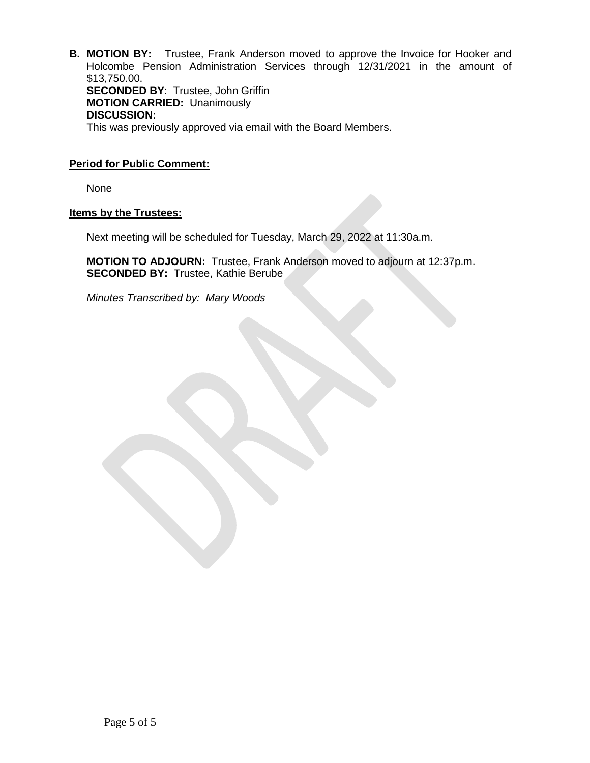**B. MOTION BY:** Trustee, Frank Anderson moved to approve the Invoice for Hooker and Holcombe Pension Administration Services through 12/31/2021 in the amount of $13,750.00.
**SECONDED BY**: Trustee, John Griffin
**MOTION CARRIED:** Unanimously
**DISCUSSION:**
This was previously approved via email with the Board Members.

**Period for Public Comment:**

None

**Items by the Trustees:**

Next meeting will be scheduled for Tuesday, March 29, 2022 at 11:30a.m.

**MOTION TO ADJOURN:** Trustee, Frank Anderson moved to adjourn at 12:37p.m.
**SECONDED BY:** Trustee, Kathie Berube

*Minutes Transcribed by: Mary Woods*